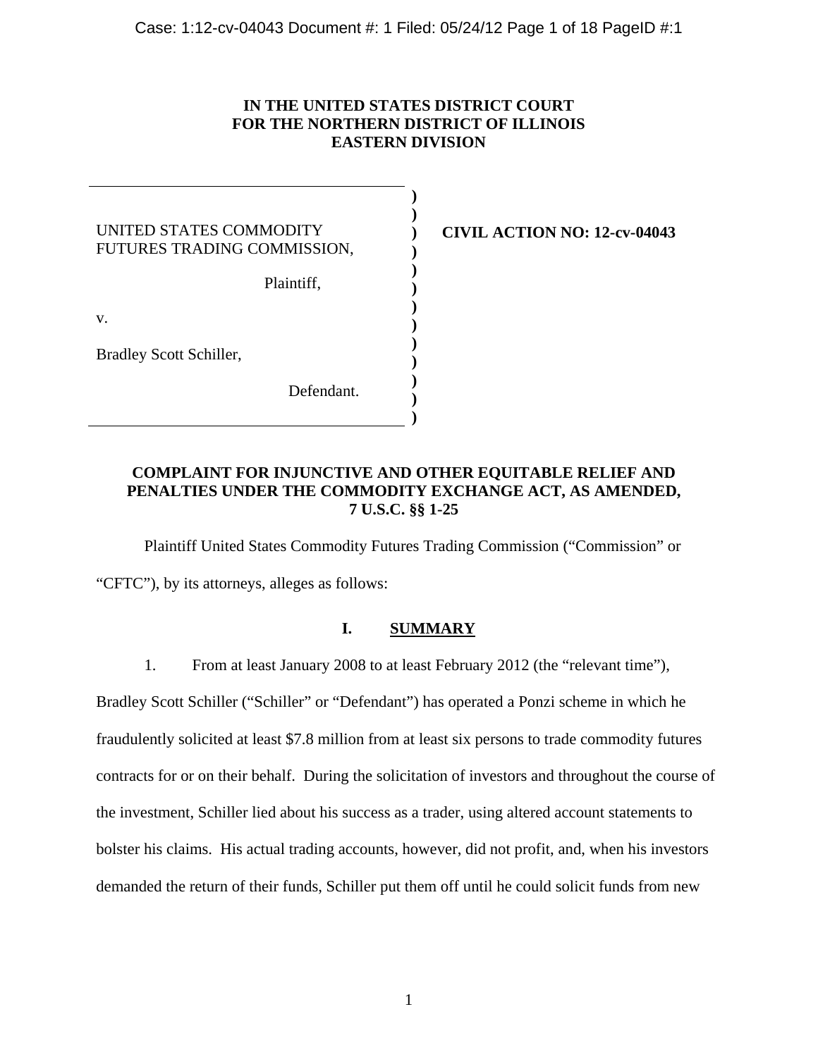**IN THE UNITED STATES DISTRICT COURT**
**FOR THE NORTHERN DISTRICT OF ILLINOIS**
**EASTERN DIVISION**

| | |
|---|---|
| UNITED STATES COMMODITY FUTURES TRADING COMMISSION,<br><br>Plaintiff,<br><br>v.<br><br>Bradley Scott Schiller,<br><br>Defendant. | **CIVIL ACTION NO: 12-cv-04043** |

**COMPLAINT FOR INJUNCTIVE AND OTHER EQUITABLE RELIEF AND PENALTIES UNDER THE COMMODITY EXCHANGE ACT, AS AMENDED, 7 U.S.C. §§ 1-25**

Plaintiff United States Commodity Futures Trading Commission ("Commission" or "CFTC"), by its attorneys, alleges as follows:

## I. SUMMARY

1. From at least January 2008 to at least February 2012 (the "relevant time"), Bradley Scott Schiller ("Schiller" or "Defendant") has operated a Ponzi scheme in which he fraudulently solicited at least $7.8 million from at least six persons to trade commodity futures contracts for or on their behalf. During the solicitation of investors and throughout the course of the investment, Schiller lied about his success as a trader, using altered account statements to bolster his claims. His actual trading accounts, however, did not profit, and, when his investors demanded the return of their funds, Schiller put them off until he could solicit funds from new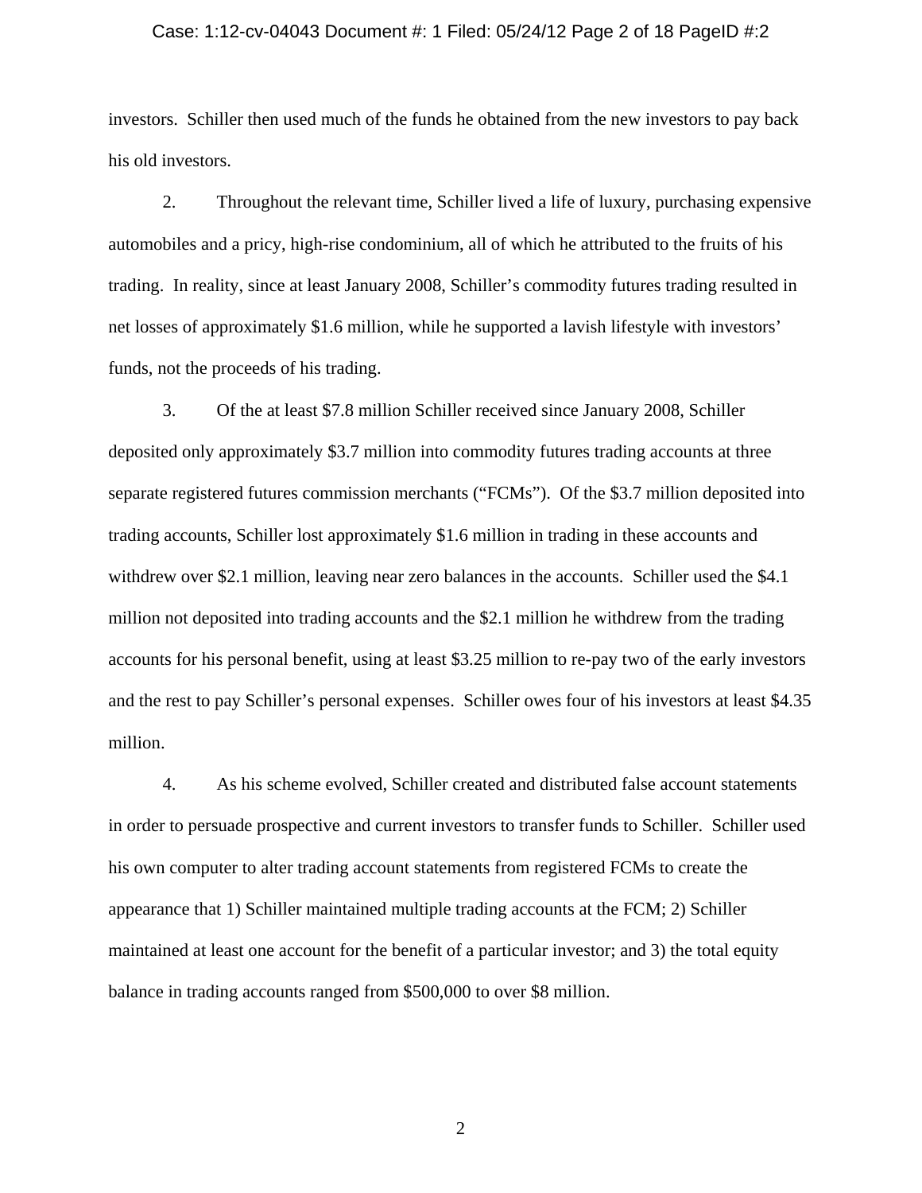investors. Schiller then used much of the funds he obtained from the new investors to pay back his old investors.

2. Throughout the relevant time, Schiller lived a life of luxury, purchasing expensive automobiles and a pricy, high-rise condominium, all of which he attributed to the fruits of his trading. In reality, since at least January 2008, Schiller's commodity futures trading resulted in net losses of approximately $1.6 million, while he supported a lavish lifestyle with investors' funds, not the proceeds of his trading.

3. Of the at least $7.8 million Schiller received since January 2008, Schiller deposited only approximately $3.7 million into commodity futures trading accounts at three separate registered futures commission merchants ("FCMs"). Of the $3.7 million deposited into trading accounts, Schiller lost approximately $1.6 million in trading in these accounts and withdrew over $2.1 million, leaving near zero balances in the accounts. Schiller used the $4.1 million not deposited into trading accounts and the $2.1 million he withdrew from the trading accounts for his personal benefit, using at least $3.25 million to re-pay two of the early investors and the rest to pay Schiller's personal expenses. Schiller owes four of his investors at least $4.35 million.

4. As his scheme evolved, Schiller created and distributed false account statements in order to persuade prospective and current investors to transfer funds to Schiller. Schiller used his own computer to alter trading account statements from registered FCMs to create the appearance that 1) Schiller maintained multiple trading accounts at the FCM; 2) Schiller maintained at least one account for the benefit of a particular investor; and 3) the total equity balance in trading accounts ranged from $500,000 to over $8 million.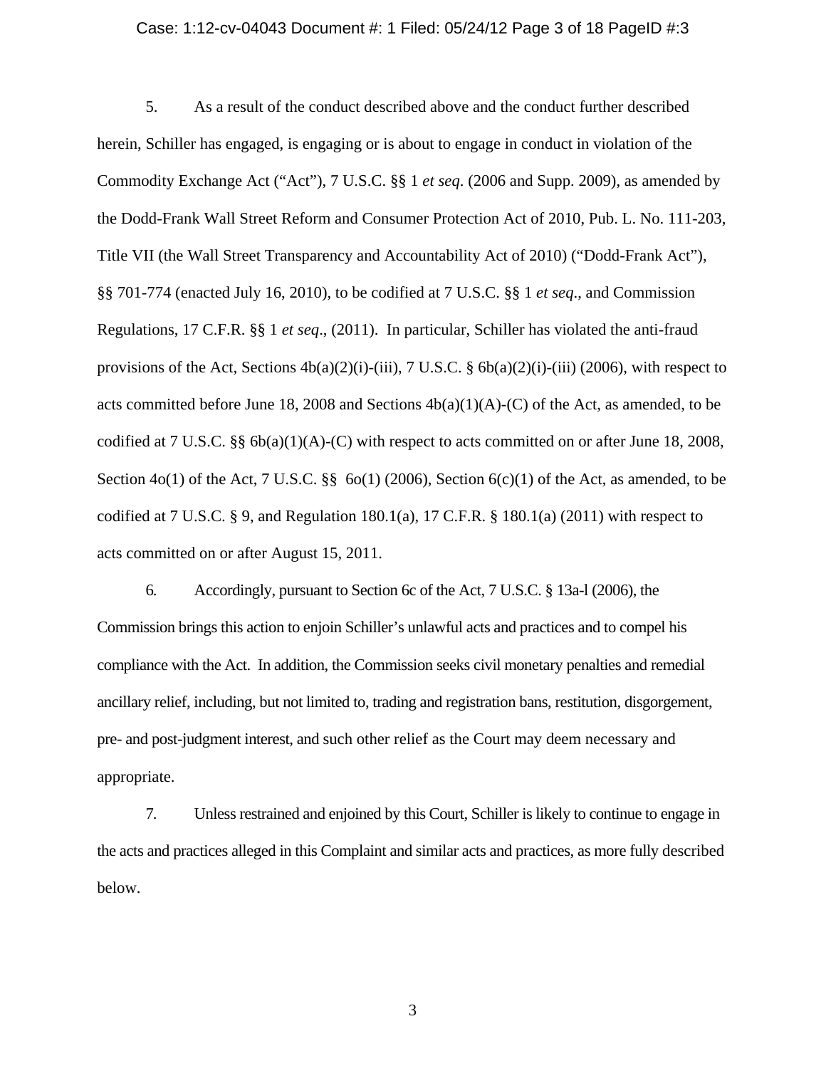5. As a result of the conduct described above and the conduct further described herein, Schiller has engaged, is engaging or is about to engage in conduct in violation of the Commodity Exchange Act ("Act"), 7 U.S.C. §§ 1 *et seq*. (2006 and Supp. 2009), as amended by the Dodd-Frank Wall Street Reform and Consumer Protection Act of 2010, Pub. L. No. 111-203, Title VII (the Wall Street Transparency and Accountability Act of 2010) ("Dodd-Frank Act"), §§ 701-774 (enacted July 16, 2010), to be codified at 7 U.S.C. §§ 1 *et seq*., and Commission Regulations, 17 C.F.R. §§ 1 *et seq*., (2011). In particular, Schiller has violated the anti-fraud provisions of the Act, Sections 4b(a)(2)(i)-(iii), 7 U.S.C. § 6b(a)(2)(i)-(iii) (2006), with respect to acts committed before June 18, 2008 and Sections 4b(a)(1)(A)-(C) of the Act, as amended, to be codified at 7 U.S.C. §§ 6b(a)(1)(A)-(C) with respect to acts committed on or after June 18, 2008, Section 4o(1) of the Act, 7 U.S.C. §§ 6o(1) (2006), Section 6(c)(1) of the Act, as amended, to be codified at 7 U.S.C. § 9, and Regulation 180.1(a), 17 C.F.R. § 180.1(a) (2011) with respect to acts committed on or after August 15, 2011.

6. Accordingly, pursuant to Section 6c of the Act, 7 U.S.C. § 13a-l (2006), the Commission brings this action to enjoin Schiller's unlawful acts and practices and to compel his compliance with the Act. In addition, the Commission seeks civil monetary penalties and remedial ancillary relief, including, but not limited to, trading and registration bans, restitution, disgorgement, pre- and post-judgment interest, and such other relief as the Court may deem necessary and appropriate.

7. Unless restrained and enjoined by this Court, Schiller is likely to continue to engage in the acts and practices alleged in this Complaint and similar acts and practices, as more fully described below.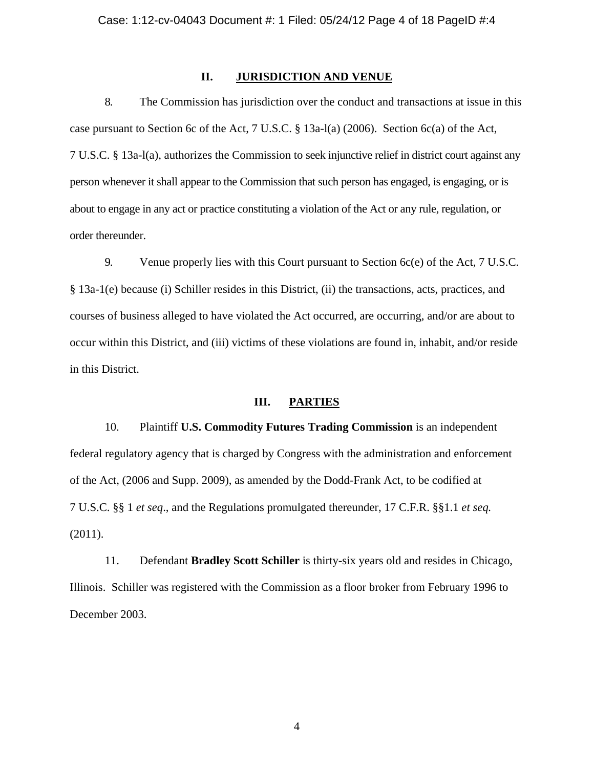## II. JURISDICTION AND VENUE

8. The Commission has jurisdiction over the conduct and transactions at issue in this case pursuant to Section 6c of the Act, 7 U.S.C. § 13a-l(a) (2006). Section 6c(a) of the Act, 7 U.S.C. § 13a-l(a), authorizes the Commission to seek injunctive relief in district court against any person whenever it shall appear to the Commission that such person has engaged, is engaging, or is about to engage in any act or practice constituting a violation of the Act or any rule, regulation, or order thereunder.

9. Venue properly lies with this Court pursuant to Section 6c(e) of the Act, 7 U.S.C. § 13a-1(e) because (i) Schiller resides in this District, (ii) the transactions, acts, practices, and courses of business alleged to have violated the Act occurred, are occurring, and/or are about to occur within this District, and (iii) victims of these violations are found in, inhabit, and/or reside in this District.

## III. PARTIES

10. Plaintiff **U.S. Commodity Futures Trading Commission** is an independent federal regulatory agency that is charged by Congress with the administration and enforcement of the Act, (2006 and Supp. 2009), as amended by the Dodd-Frank Act, to be codified at 7 U.S.C. §§ 1 *et seq*., and the Regulations promulgated thereunder, 17 C.F.R. §§1.1 *et seq.* (2011).

11. Defendant **Bradley Scott Schiller** is thirty-six years old and resides in Chicago, Illinois. Schiller was registered with the Commission as a floor broker from February 1996 to December 2003.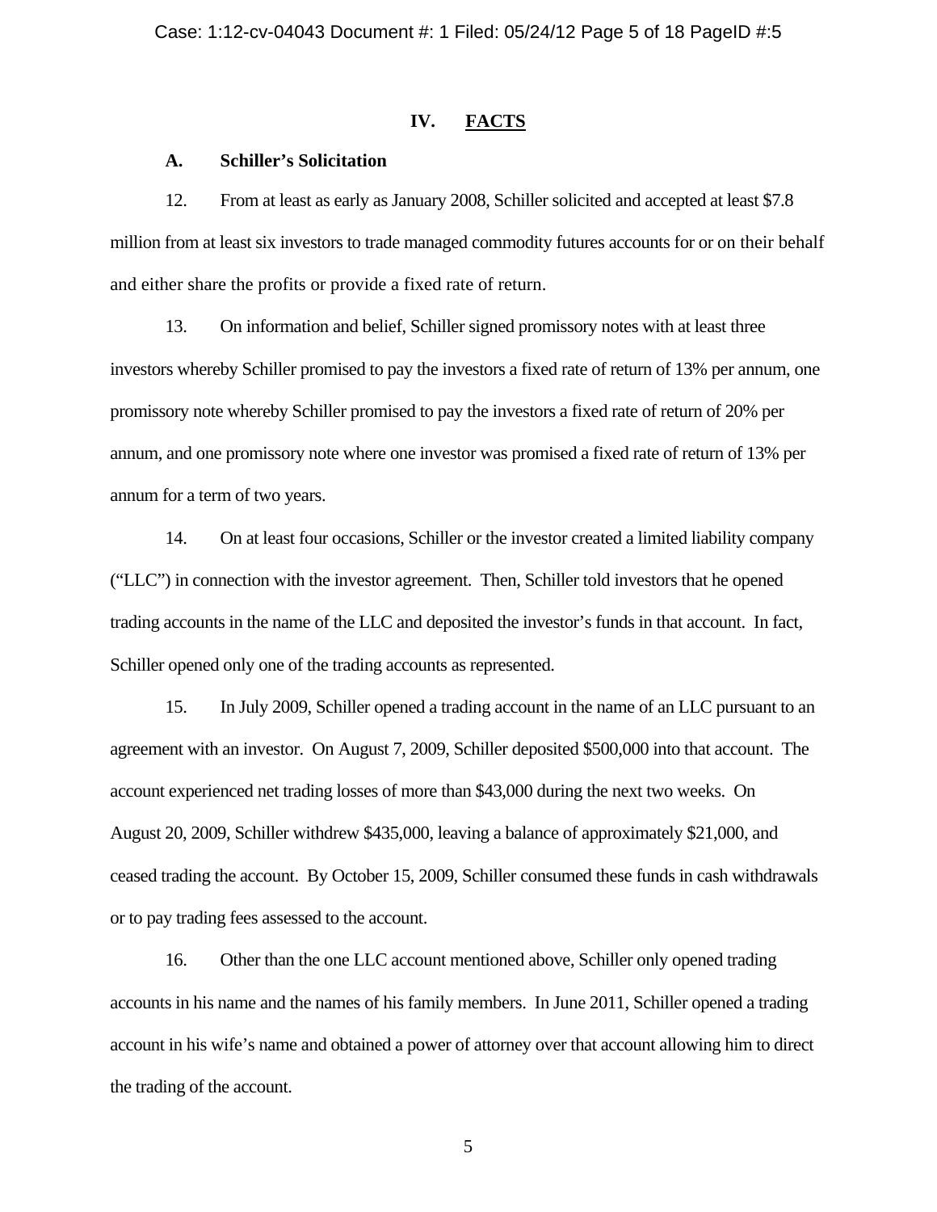## IV. FACTS

### A. Schiller's Solicitation

12. From at least as early as January 2008, Schiller solicited and accepted at least $7.8 million from at least six investors to trade managed commodity futures accounts for or on their behalf and either share the profits or provide a fixed rate of return.

13. On information and belief, Schiller signed promissory notes with at least three investors whereby Schiller promised to pay the investors a fixed rate of return of 13% per annum, one promissory note whereby Schiller promised to pay the investors a fixed rate of return of 20% per annum, and one promissory note where one investor was promised a fixed rate of return of 13% per annum for a term of two years.

14. On at least four occasions, Schiller or the investor created a limited liability company ("LLC") in connection with the investor agreement. Then, Schiller told investors that he opened trading accounts in the name of the LLC and deposited the investor's funds in that account. In fact, Schiller opened only one of the trading accounts as represented.

15. In July 2009, Schiller opened a trading account in the name of an LLC pursuant to an agreement with an investor. On August 7, 2009, Schiller deposited $500,000 into that account. The account experienced net trading losses of more than $43,000 during the next two weeks. On August 20, 2009, Schiller withdrew $435,000, leaving a balance of approximately $21,000, and ceased trading the account. By October 15, 2009, Schiller consumed these funds in cash withdrawals or to pay trading fees assessed to the account.

16. Other than the one LLC account mentioned above, Schiller only opened trading accounts in his name and the names of his family members. In June 2011, Schiller opened a trading account in his wife's name and obtained a power of attorney over that account allowing him to direct the trading of the account.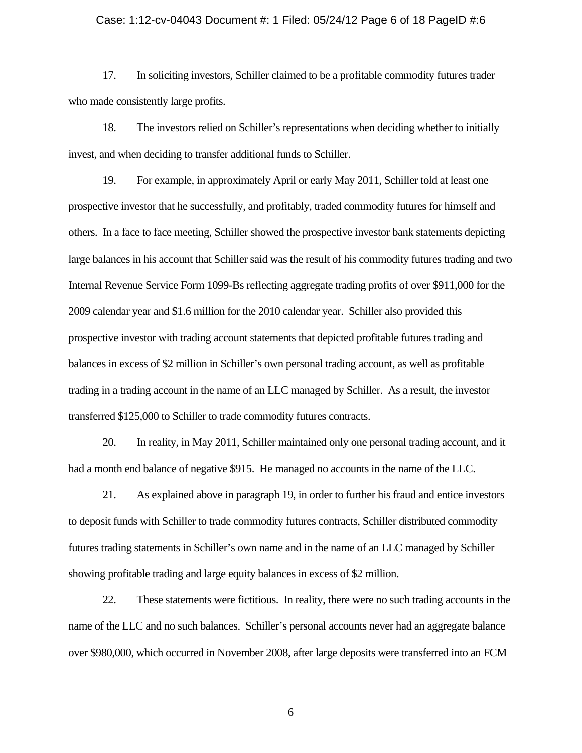17. In soliciting investors, Schiller claimed to be a profitable commodity futures trader who made consistently large profits.

18. The investors relied on Schiller's representations when deciding whether to initially invest, and when deciding to transfer additional funds to Schiller.

19. For example, in approximately April or early May 2011, Schiller told at least one prospective investor that he successfully, and profitably, traded commodity futures for himself and others. In a face to face meeting, Schiller showed the prospective investor bank statements depicting large balances in his account that Schiller said was the result of his commodity futures trading and two Internal Revenue Service Form 1099-Bs reflecting aggregate trading profits of over $911,000 for the 2009 calendar year and $1.6 million for the 2010 calendar year. Schiller also provided this prospective investor with trading account statements that depicted profitable futures trading and balances in excess of $2 million in Schiller's own personal trading account, as well as profitable trading in a trading account in the name of an LLC managed by Schiller. As a result, the investor transferred $125,000 to Schiller to trade commodity futures contracts.

20. In reality, in May 2011, Schiller maintained only one personal trading account, and it had a month end balance of negative $915. He managed no accounts in the name of the LLC.

21. As explained above in paragraph 19, in order to further his fraud and entice investors to deposit funds with Schiller to trade commodity futures contracts, Schiller distributed commodity futures trading statements in Schiller's own name and in the name of an LLC managed by Schiller showing profitable trading and large equity balances in excess of $2 million.

22. These statements were fictitious. In reality, there were no such trading accounts in the name of the LLC and no such balances. Schiller's personal accounts never had an aggregate balance over $980,000, which occurred in November 2008, after large deposits were transferred into an FCM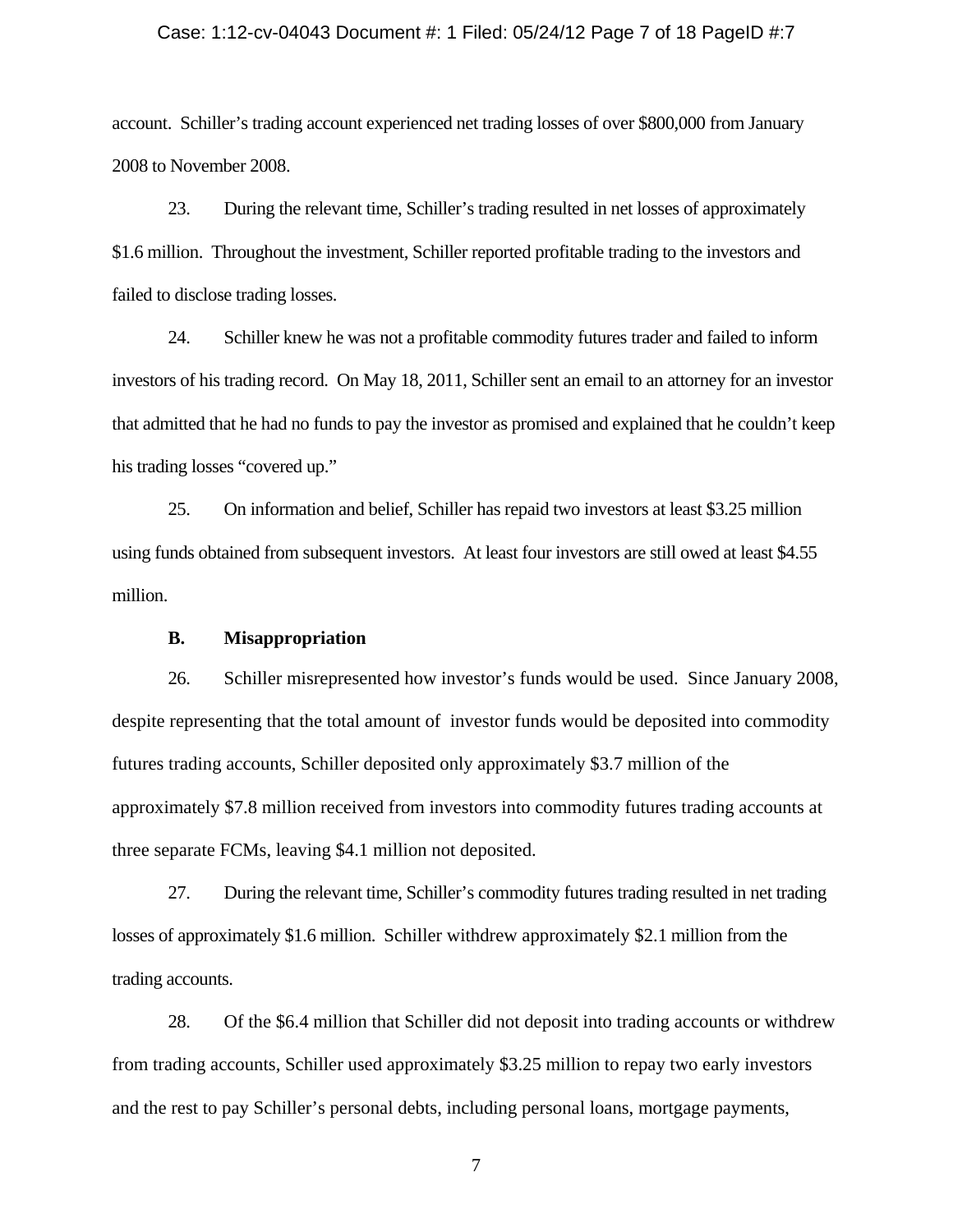account. Schiller's trading account experienced net trading losses of over $800,000 from January 2008 to November 2008.

23. During the relevant time, Schiller's trading resulted in net losses of approximately $1.6 million. Throughout the investment, Schiller reported profitable trading to the investors and failed to disclose trading losses.

24. Schiller knew he was not a profitable commodity futures trader and failed to inform investors of his trading record. On May 18, 2011, Schiller sent an email to an attorney for an investor that admitted that he had no funds to pay the investor as promised and explained that he couldn't keep his trading losses "covered up."

25. On information and belief, Schiller has repaid two investors at least $3.25 million using funds obtained from subsequent investors. At least four investors are still owed at least $4.55 million.

**B. Misappropriation**

26. Schiller misrepresented how investor's funds would be used. Since January 2008, despite representing that the total amount of investor funds would be deposited into commodity futures trading accounts, Schiller deposited only approximately $3.7 million of the approximately $7.8 million received from investors into commodity futures trading accounts at three separate FCMs, leaving $4.1 million not deposited.

27. During the relevant time, Schiller's commodity futures trading resulted in net trading losses of approximately $1.6 million. Schiller withdrew approximately $2.1 million from the trading accounts.

28. Of the $6.4 million that Schiller did not deposit into trading accounts or withdrew from trading accounts, Schiller used approximately $3.25 million to repay two early investors and the rest to pay Schiller's personal debts, including personal loans, mortgage payments,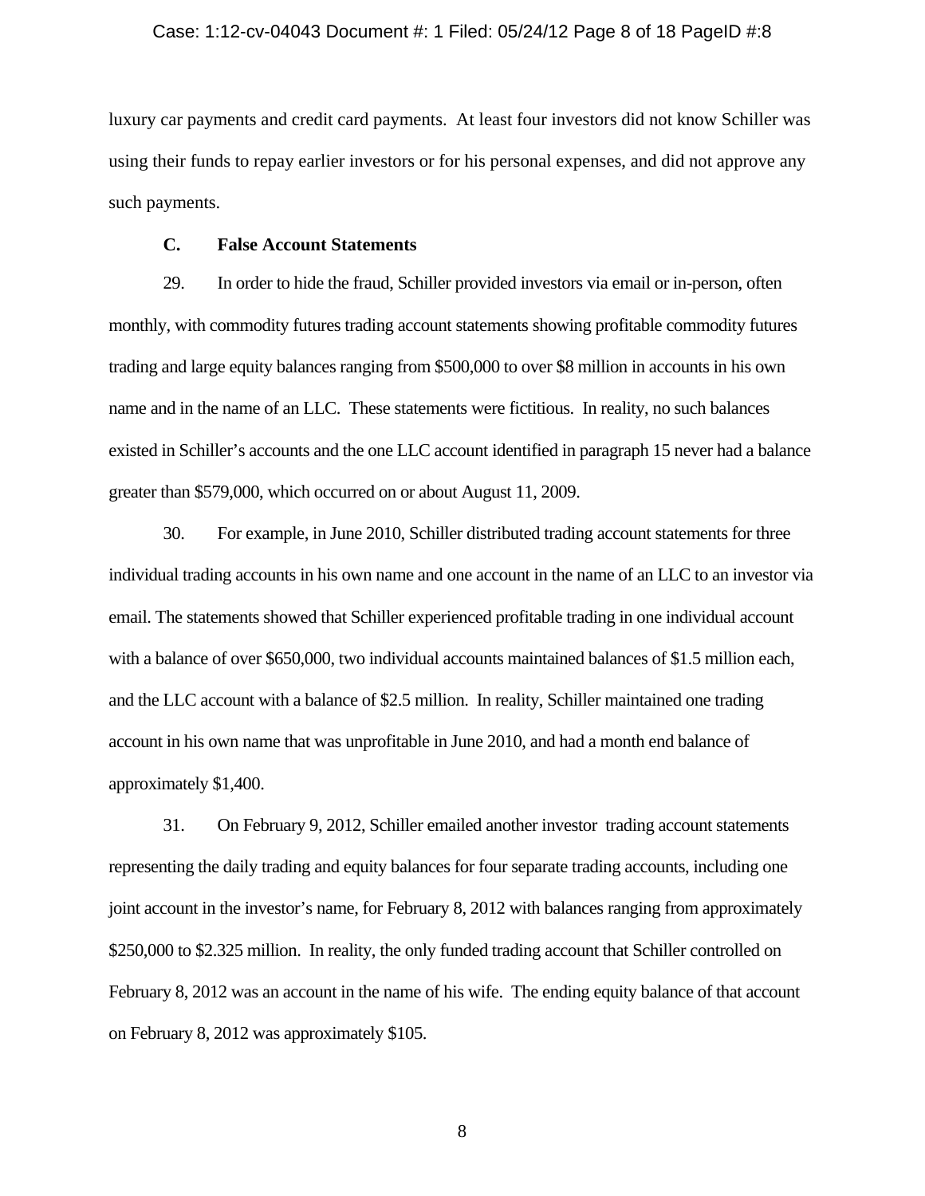luxury car payments and credit card payments. At least four investors did not know Schiller was using their funds to repay earlier investors or for his personal expenses, and did not approve any such payments.

### C. False Account Statements

29. In order to hide the fraud, Schiller provided investors via email or in-person, often monthly, with commodity futures trading account statements showing profitable commodity futures trading and large equity balances ranging from $500,000 to over $8 million in accounts in his own name and in the name of an LLC. These statements were fictitious. In reality, no such balances existed in Schiller's accounts and the one LLC account identified in paragraph 15 never had a balance greater than $579,000, which occurred on or about August 11, 2009.

30. For example, in June 2010, Schiller distributed trading account statements for three individual trading accounts in his own name and one account in the name of an LLC to an investor via email. The statements showed that Schiller experienced profitable trading in one individual account with a balance of over $650,000, two individual accounts maintained balances of $1.5 million each, and the LLC account with a balance of $2.5 million. In reality, Schiller maintained one trading account in his own name that was unprofitable in June 2010, and had a month end balance of approximately $1,400.

31. On February 9, 2012, Schiller emailed another investor trading account statements representing the daily trading and equity balances for four separate trading accounts, including one joint account in the investor's name, for February 8, 2012 with balances ranging from approximately $250,000 to $2.325 million. In reality, the only funded trading account that Schiller controlled on February 8, 2012 was an account in the name of his wife. The ending equity balance of that account on February 8, 2012 was approximately $105.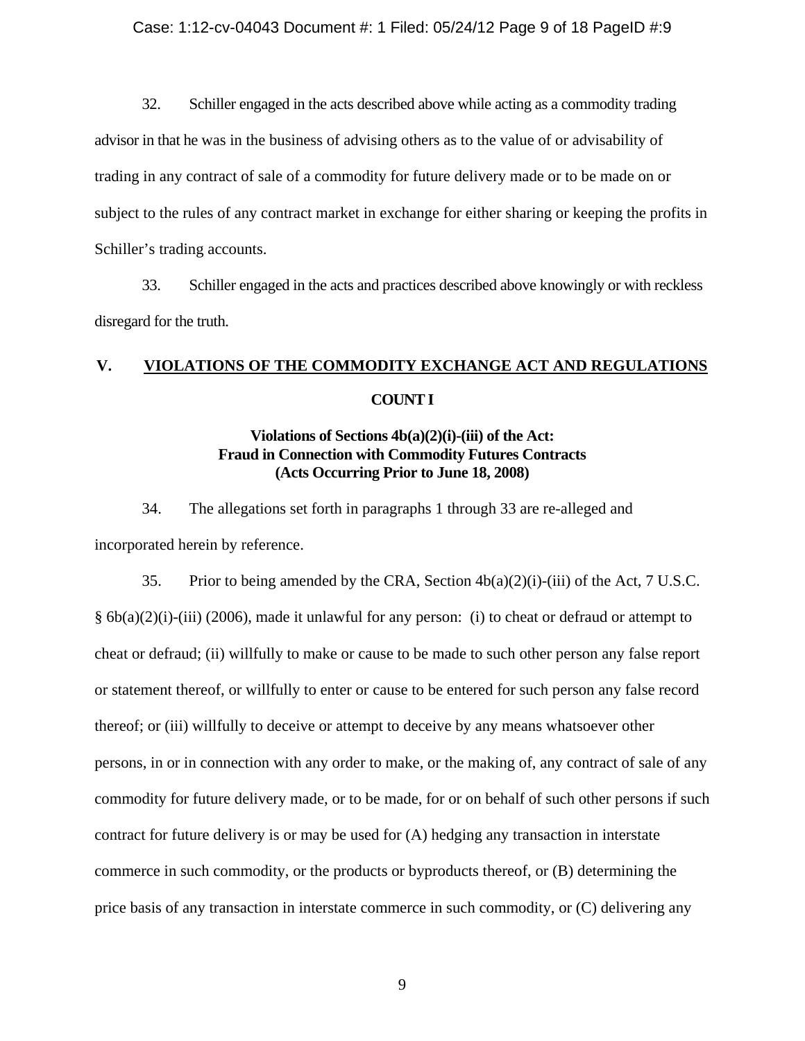32. Schiller engaged in the acts described above while acting as a commodity trading advisor in that he was in the business of advising others as to the value of or advisability of trading in any contract of sale of a commodity for future delivery made or to be made on or subject to the rules of any contract market in exchange for either sharing or keeping the profits in Schiller's trading accounts.

33. Schiller engaged in the acts and practices described above knowingly or with reckless disregard for the truth.

## V. VIOLATIONS OF THE COMMODITY EXCHANGE ACT AND REGULATIONS

### COUNT I

**Violations of Sections 4b(a)(2)(i)-(iii) of the Act: Fraud in Connection with Commodity Futures Contracts (Acts Occurring Prior to June 18, 2008)**

34. The allegations set forth in paragraphs 1 through 33 are re-alleged and incorporated herein by reference.

35. Prior to being amended by the CRA, Section 4b(a)(2)(i)-(iii) of the Act, 7 U.S.C. § 6b(a)(2)(i)-(iii) (2006), made it unlawful for any person: (i) to cheat or defraud or attempt to cheat or defraud; (ii) willfully to make or cause to be made to such other person any false report or statement thereof, or willfully to enter or cause to be entered for such person any false record thereof; or (iii) willfully to deceive or attempt to deceive by any means whatsoever other persons, in or in connection with any order to make, or the making of, any contract of sale of any commodity for future delivery made, or to be made, for or on behalf of such other persons if such contract for future delivery is or may be used for (A) hedging any transaction in interstate commerce in such commodity, or the products or byproducts thereof, or (B) determining the price basis of any transaction in interstate commerce in such commodity, or (C) delivering any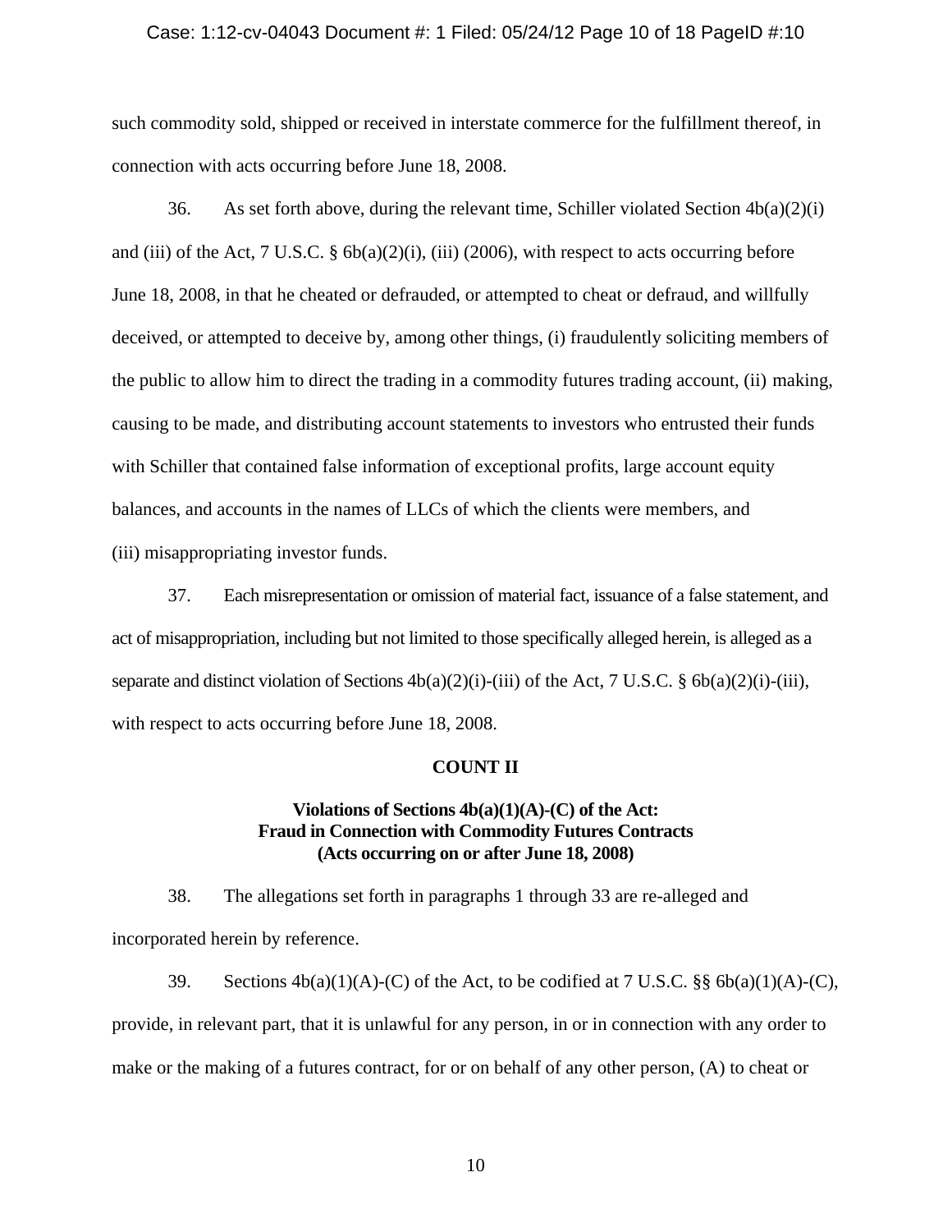such commodity sold, shipped or received in interstate commerce for the fulfillment thereof, in connection with acts occurring before June 18, 2008.

36. As set forth above, during the relevant time, Schiller violated Section 4b(a)(2)(i) and (iii) of the Act, 7 U.S.C. § 6b(a)(2)(i), (iii) (2006), with respect to acts occurring before June 18, 2008, in that he cheated or defrauded, or attempted to cheat or defraud, and willfully deceived, or attempted to deceive by, among other things, (i) fraudulently soliciting members of the public to allow him to direct the trading in a commodity futures trading account, (ii) making, causing to be made, and distributing account statements to investors who entrusted their funds with Schiller that contained false information of exceptional profits, large account equity balances, and accounts in the names of LLCs of which the clients were members, and (iii) misappropriating investor funds.

37. Each misrepresentation or omission of material fact, issuance of a false statement, and act of misappropriation, including but not limited to those specifically alleged herein, is alleged as a separate and distinct violation of Sections 4b(a)(2)(i)-(iii) of the Act, 7 U.S.C. § 6b(a)(2)(i)-(iii), with respect to acts occurring before June 18, 2008.

**COUNT II**

**Violations of Sections 4b(a)(1)(A)-(C) of the Act:**
**Fraud in Connection with Commodity Futures Contracts**
**(Acts occurring on or after June 18, 2008)**

38. The allegations set forth in paragraphs 1 through 33 are re-alleged and incorporated herein by reference.

39. Sections 4b(a)(1)(A)-(C) of the Act, to be codified at 7 U.S.C. §§ 6b(a)(1)(A)-(C), provide, in relevant part, that it is unlawful for any person, in or in connection with any order to make or the making of a futures contract, for or on behalf of any other person, (A) to cheat or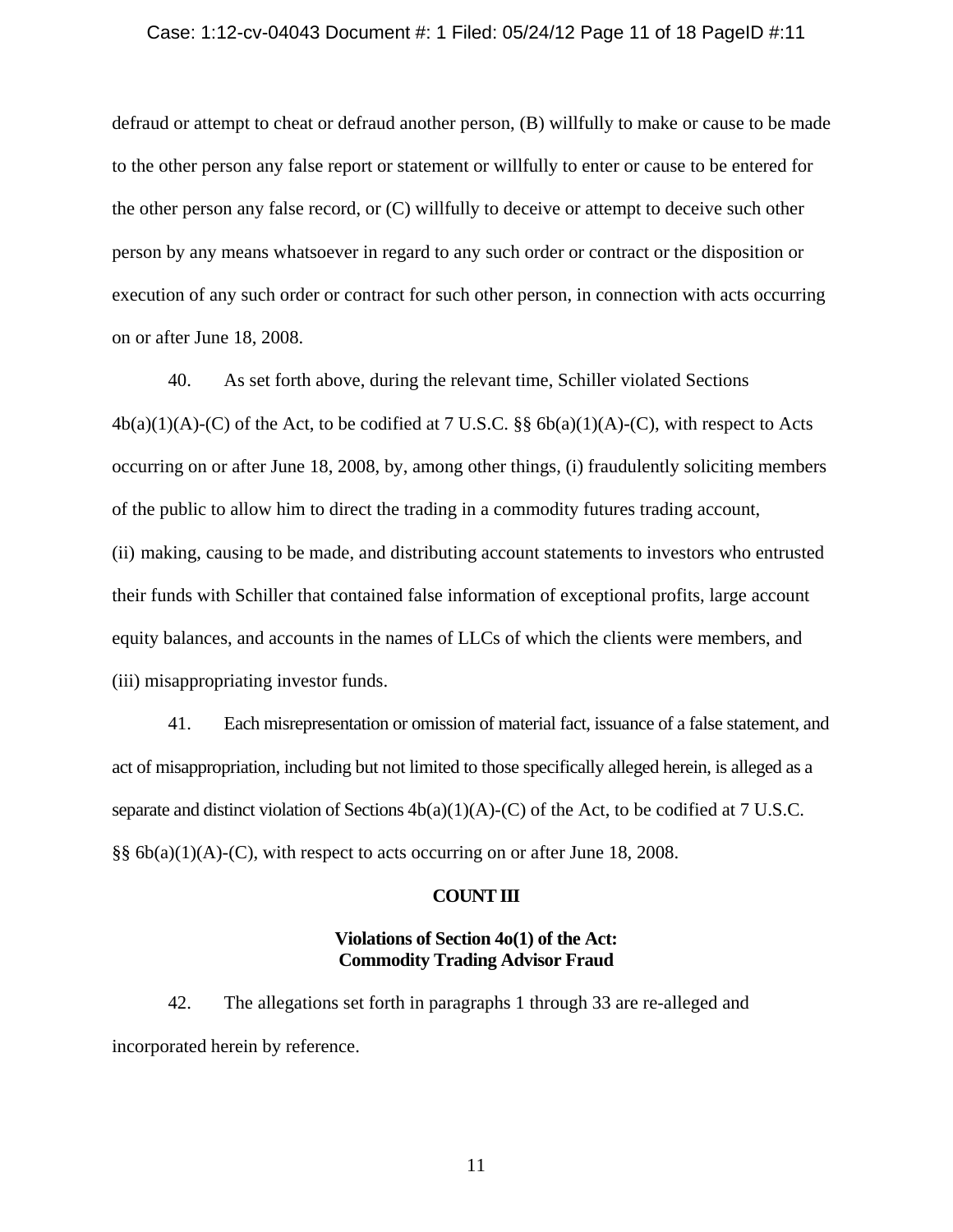defraud or attempt to cheat or defraud another person, (B) willfully to make or cause to be made to the other person any false report or statement or willfully to enter or cause to be entered for the other person any false record, or (C) willfully to deceive or attempt to deceive such other person by any means whatsoever in regard to any such order or contract or the disposition or execution of any such order or contract for such other person, in connection with acts occurring on or after June 18, 2008.

40. As set forth above, during the relevant time, Schiller violated Sections 4b(a)(1)(A)-(C) of the Act, to be codified at 7 U.S.C. §§ 6b(a)(1)(A)-(C), with respect to Acts occurring on or after June 18, 2008, by, among other things, (i) fraudulently soliciting members of the public to allow him to direct the trading in a commodity futures trading account, (ii) making, causing to be made, and distributing account statements to investors who entrusted their funds with Schiller that contained false information of exceptional profits, large account equity balances, and accounts in the names of LLCs of which the clients were members, and (iii) misappropriating investor funds.

41. Each misrepresentation or omission of material fact, issuance of a false statement, and act of misappropriation, including but not limited to those specifically alleged herein, is alleged as a separate and distinct violation of Sections 4b(a)(1)(A)-(C) of the Act, to be codified at 7 U.S.C. §§ 6b(a)(1)(A)-(C), with respect to acts occurring on or after June 18, 2008.

## COUNT III

### Violations of Section 4o(1) of the Act: Commodity Trading Advisor Fraud

42. The allegations set forth in paragraphs 1 through 33 are re-alleged and incorporated herein by reference.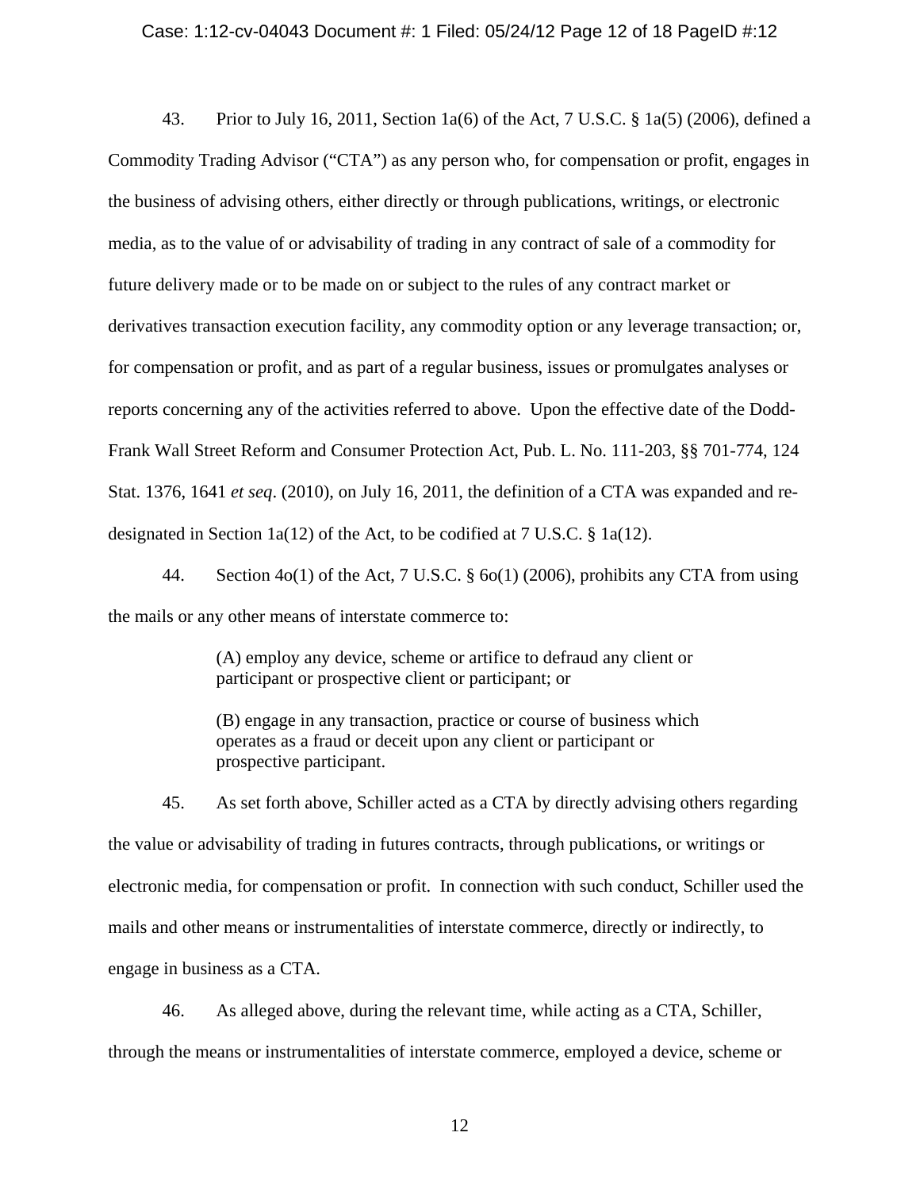43. Prior to July 16, 2011, Section 1a(6) of the Act, 7 U.S.C. § 1a(5) (2006), defined a Commodity Trading Advisor ("CTA") as any person who, for compensation or profit, engages in the business of advising others, either directly or through publications, writings, or electronic media, as to the value of or advisability of trading in any contract of sale of a commodity for future delivery made or to be made on or subject to the rules of any contract market or derivatives transaction execution facility, any commodity option or any leverage transaction; or, for compensation or profit, and as part of a regular business, issues or promulgates analyses or reports concerning any of the activities referred to above. Upon the effective date of the Dodd-Frank Wall Street Reform and Consumer Protection Act, Pub. L. No. 111-203, §§ 701-774, 124 Stat. 1376, 1641 *et seq*. (2010), on July 16, 2011, the definition of a CTA was expanded and re-designated in Section 1a(12) of the Act, to be codified at 7 U.S.C. § 1a(12).

44. Section 4o(1) of the Act, 7 U.S.C. § 6o(1) (2006), prohibits any CTA from using the mails or any other means of interstate commerce to:

> (A) employ any device, scheme or artifice to defraud any client or participant or prospective client or participant; or
>
> (B) engage in any transaction, practice or course of business which operates as a fraud or deceit upon any client or participant or prospective participant.

45. As set forth above, Schiller acted as a CTA by directly advising others regarding the value or advisability of trading in futures contracts, through publications, or writings or electronic media, for compensation or profit. In connection with such conduct, Schiller used the mails and other means or instrumentalities of interstate commerce, directly or indirectly, to engage in business as a CTA.

46. As alleged above, during the relevant time, while acting as a CTA, Schiller, through the means or instrumentalities of interstate commerce, employed a device, scheme or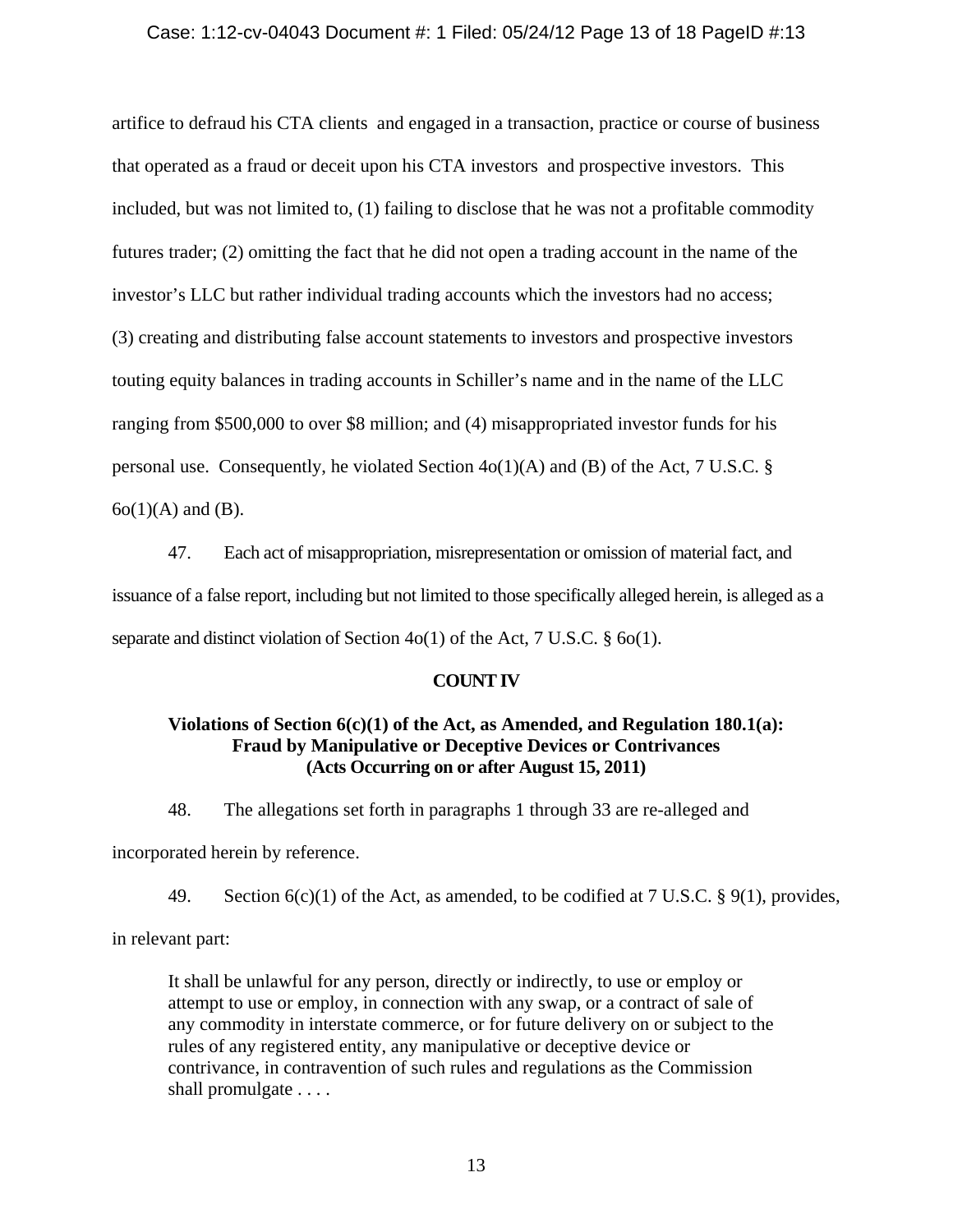artifice to defraud his CTA clients and engaged in a transaction, practice or course of business that operated as a fraud or deceit upon his CTA investors and prospective investors. This included, but was not limited to, (1) failing to disclose that he was not a profitable commodity futures trader; (2) omitting the fact that he did not open a trading account in the name of the investor's LLC but rather individual trading accounts which the investors had no access; (3) creating and distributing false account statements to investors and prospective investors touting equity balances in trading accounts in Schiller's name and in the name of the LLC ranging from \$500,000 to over \$8 million; and (4) misappropriated investor funds for his personal use. Consequently, he violated Section 4o(1)(A) and (B) of the Act, 7 U.S.C. § 6o(1)(A) and (B).

47. Each act of misappropriation, misrepresentation or omission of material fact, and issuance of a false report, including but not limited to those specifically alleged herein, is alleged as a separate and distinct violation of Section 4o(1) of the Act, 7 U.S.C. § 6o(1).

**COUNT IV**

**Violations of Section 6(c)(1) of the Act, as Amended, and Regulation 180.1(a): Fraud by Manipulative or Deceptive Devices or Contrivances (Acts Occurring on or after August 15, 2011)**

48. The allegations set forth in paragraphs 1 through 33 are re-alleged and incorporated herein by reference.

49. Section 6(c)(1) of the Act, as amended, to be codified at 7 U.S.C. § 9(1), provides, in relevant part:

> It shall be unlawful for any person, directly or indirectly, to use or employ or attempt to use or employ, in connection with any swap, or a contract of sale of any commodity in interstate commerce, or for future delivery on or subject to the rules of any registered entity, any manipulative or deceptive device or contrivance, in contravention of such rules and regulations as the Commission shall promulgate . . . .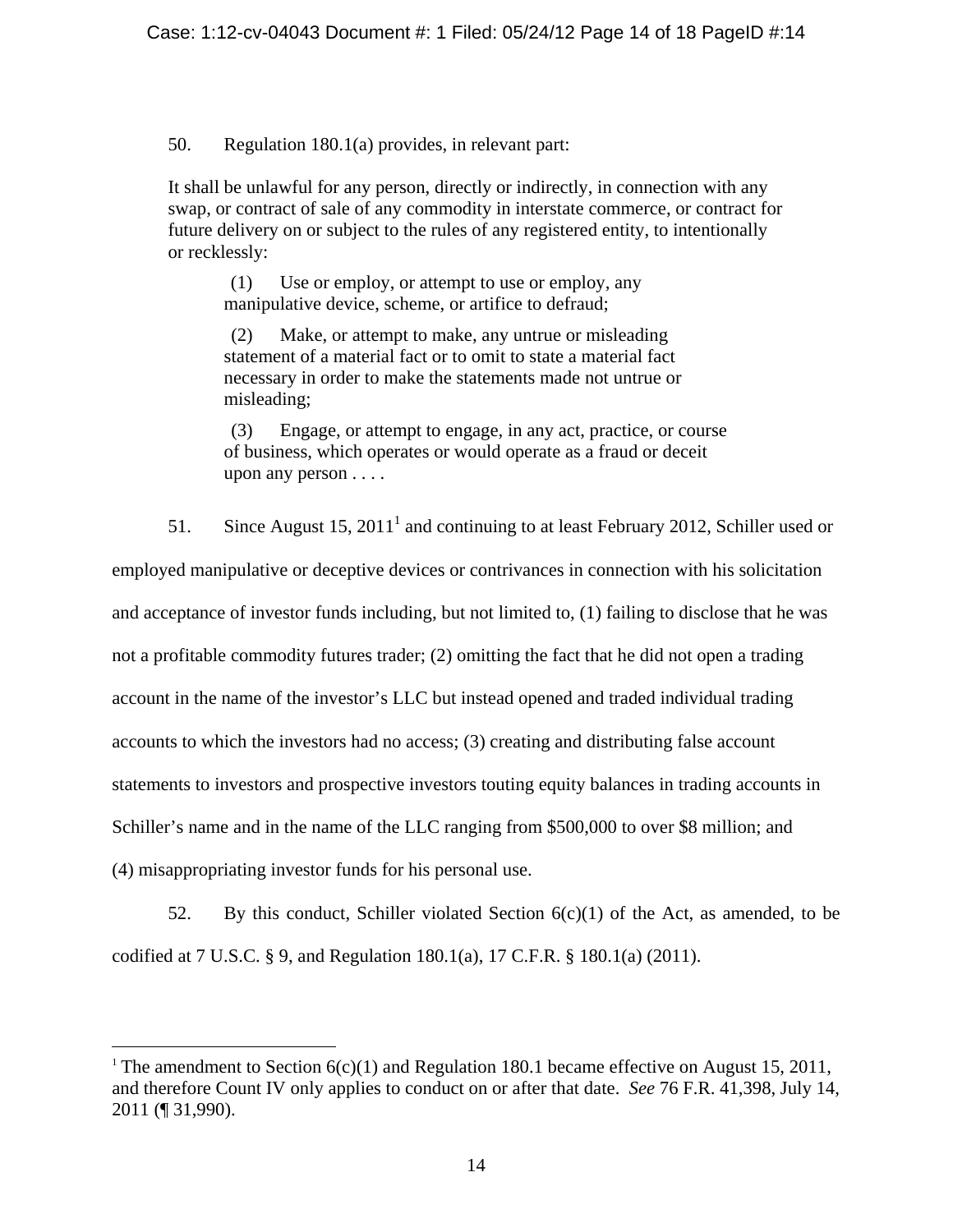50. Regulation 180.1(a) provides, in relevant part:

> It shall be unlawful for any person, directly or indirectly, in connection with any swap, or contract of sale of any commodity in interstate commerce, or contract for future delivery on or subject to the rules of any registered entity, to intentionally or recklessly:
>
> > (1) Use or employ, or attempt to use or employ, any manipulative device, scheme, or artifice to defraud;
> >
> > (2) Make, or attempt to make, any untrue or misleading statement of a material fact or to omit to state a material fact necessary in order to make the statements made not untrue or misleading;
> >
> > (3) Engage, or attempt to engage, in any act, practice, or course of business, which operates or would operate as a fraud or deceit upon any person . . . .

51. Since August 15, 2011[1] and continuing to at least February 2012, Schiller used or employed manipulative or deceptive devices or contrivances in connection with his solicitation and acceptance of investor funds including, but not limited to, (1) failing to disclose that he was not a profitable commodity futures trader; (2) omitting the fact that he did not open a trading account in the name of the investor's LLC but instead opened and traded individual trading accounts to which the investors had no access; (3) creating and distributing false account statements to investors and prospective investors touting equity balances in trading accounts in Schiller's name and in the name of the LLC ranging from $500,000 to over $8 million; and (4) misappropriating investor funds for his personal use.

52. By this conduct, Schiller violated Section 6(c)(1) of the Act, as amended, to be codified at 7 U.S.C. § 9, and Regulation 180.1(a), 17 C.F.R. § 180.1(a) (2011).

---

[1] The amendment to Section 6(c)(1) and Regulation 180.1 became effective on August 15, 2011, and therefore Count IV only applies to conduct on or after that date. *See* 76 F.R. 41,398, July 14, 2011 (¶ 31,990).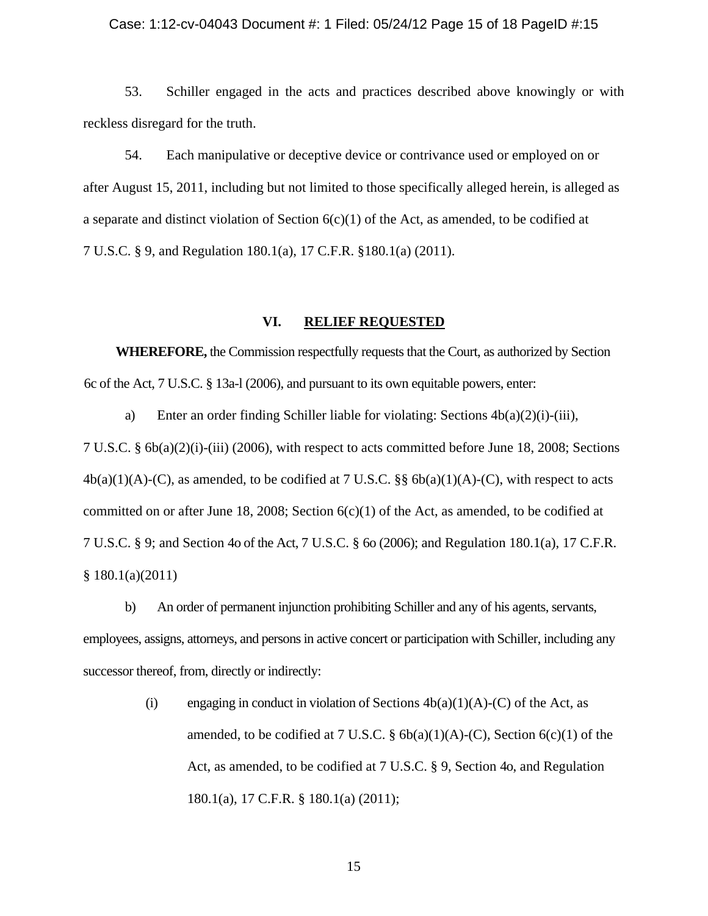53. Schiller engaged in the acts and practices described above knowingly or with reckless disregard for the truth.

54. Each manipulative or deceptive device or contrivance used or employed on or after August 15, 2011, including but not limited to those specifically alleged herein, is alleged as a separate and distinct violation of Section 6(c)(1) of the Act, as amended, to be codified at 7 U.S.C. § 9, and Regulation 180.1(a), 17 C.F.R. §180.1(a) (2011).

## VI. RELIEF REQUESTED

**WHEREFORE,** the Commission respectfully requests that the Court, as authorized by Section 6c of the Act, 7 U.S.C. § 13a-l (2006), and pursuant to its own equitable powers, enter:

a) Enter an order finding Schiller liable for violating: Sections 4b(a)(2)(i)-(iii), 7 U.S.C. § 6b(a)(2)(i)-(iii) (2006), with respect to acts committed before June 18, 2008; Sections 4b(a)(1)(A)-(C), as amended, to be codified at 7 U.S.C. §§ 6b(a)(1)(A)-(C), with respect to acts committed on or after June 18, 2008; Section 6(c)(1) of the Act, as amended, to be codified at 7 U.S.C. § 9; and Section 4o of the Act, 7 U.S.C. § 6o (2006); and Regulation 180.1(a), 17 C.F.R. § 180.1(a)(2011)

b) An order of permanent injunction prohibiting Schiller and any of his agents, servants, employees, assigns, attorneys, and persons in active concert or participation with Schiller, including any successor thereof, from, directly or indirectly:

(i) engaging in conduct in violation of Sections 4b(a)(1)(A)-(C) of the Act, as amended, to be codified at 7 U.S.C. § 6b(a)(1)(A)-(C), Section 6(c)(1) of the Act, as amended, to be codified at 7 U.S.C. § 9, Section 4o, and Regulation 180.1(a), 17 C.F.R. § 180.1(a) (2011);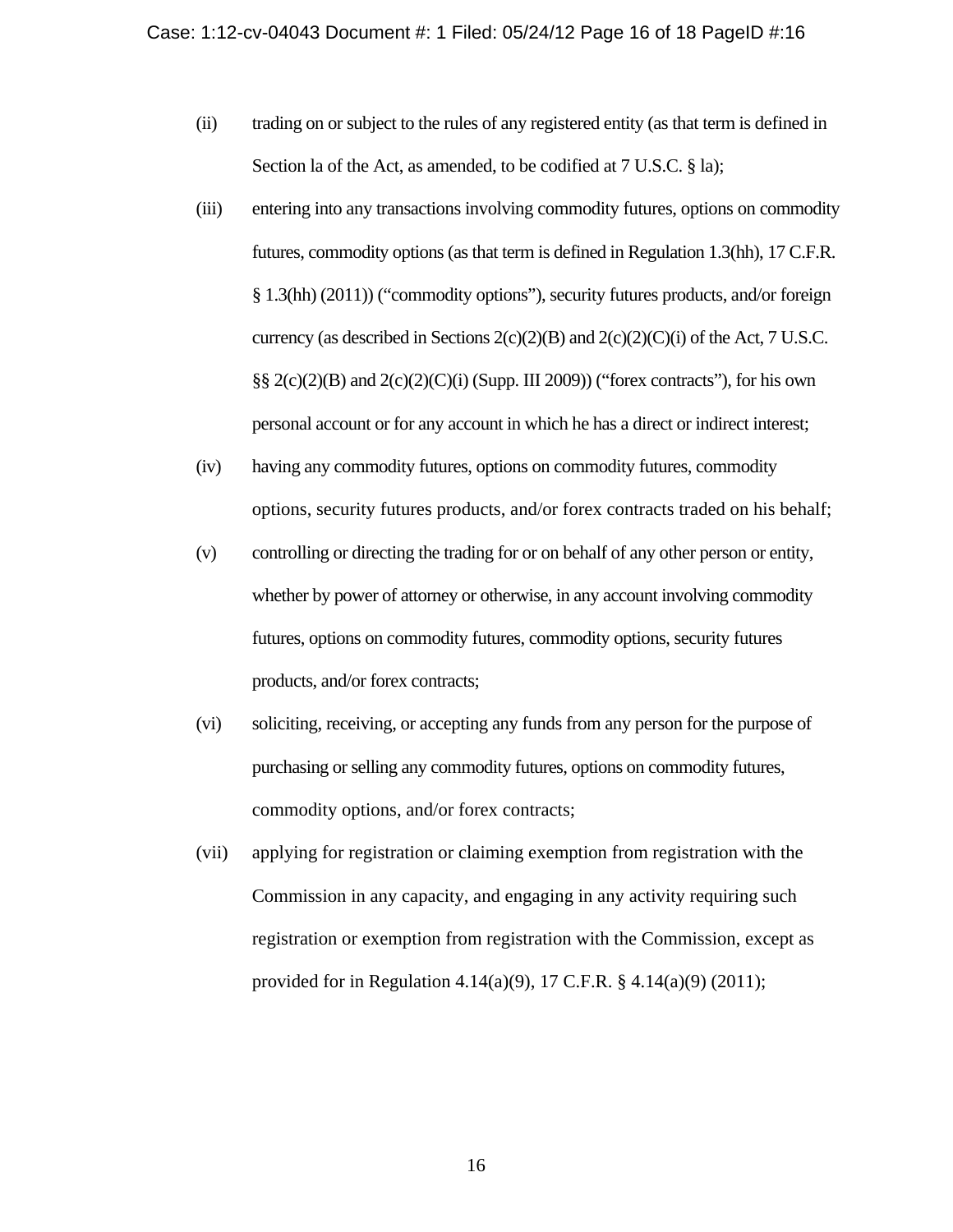(ii) trading on or subject to the rules of any registered entity (as that term is defined in Section la of the Act, as amended, to be codified at 7 U.S.C. § la);

(iii) entering into any transactions involving commodity futures, options on commodity futures, commodity options (as that term is defined in Regulation 1.3(hh), 17 C.F.R. § 1.3(hh) (2011)) ("commodity options"), security futures products, and/or foreign currency (as described in Sections 2(c)(2)(B) and 2(c)(2)(C)(i) of the Act, 7 U.S.C. §§ 2(c)(2)(B) and 2(c)(2)(C)(i) (Supp. III 2009)) ("forex contracts"), for his own personal account or for any account in which he has a direct or indirect interest;

(iv) having any commodity futures, options on commodity futures, commodity options, security futures products, and/or forex contracts traded on his behalf;

(v) controlling or directing the trading for or on behalf of any other person or entity, whether by power of attorney or otherwise, in any account involving commodity futures, options on commodity futures, commodity options, security futures products, and/or forex contracts;

(vi) soliciting, receiving, or accepting any funds from any person for the purpose of purchasing or selling any commodity futures, options on commodity futures, commodity options, and/or forex contracts;

(vii) applying for registration or claiming exemption from registration with the Commission in any capacity, and engaging in any activity requiring such registration or exemption from registration with the Commission, except as provided for in Regulation 4.14(a)(9), 17 C.F.R. § 4.14(a)(9) (2011);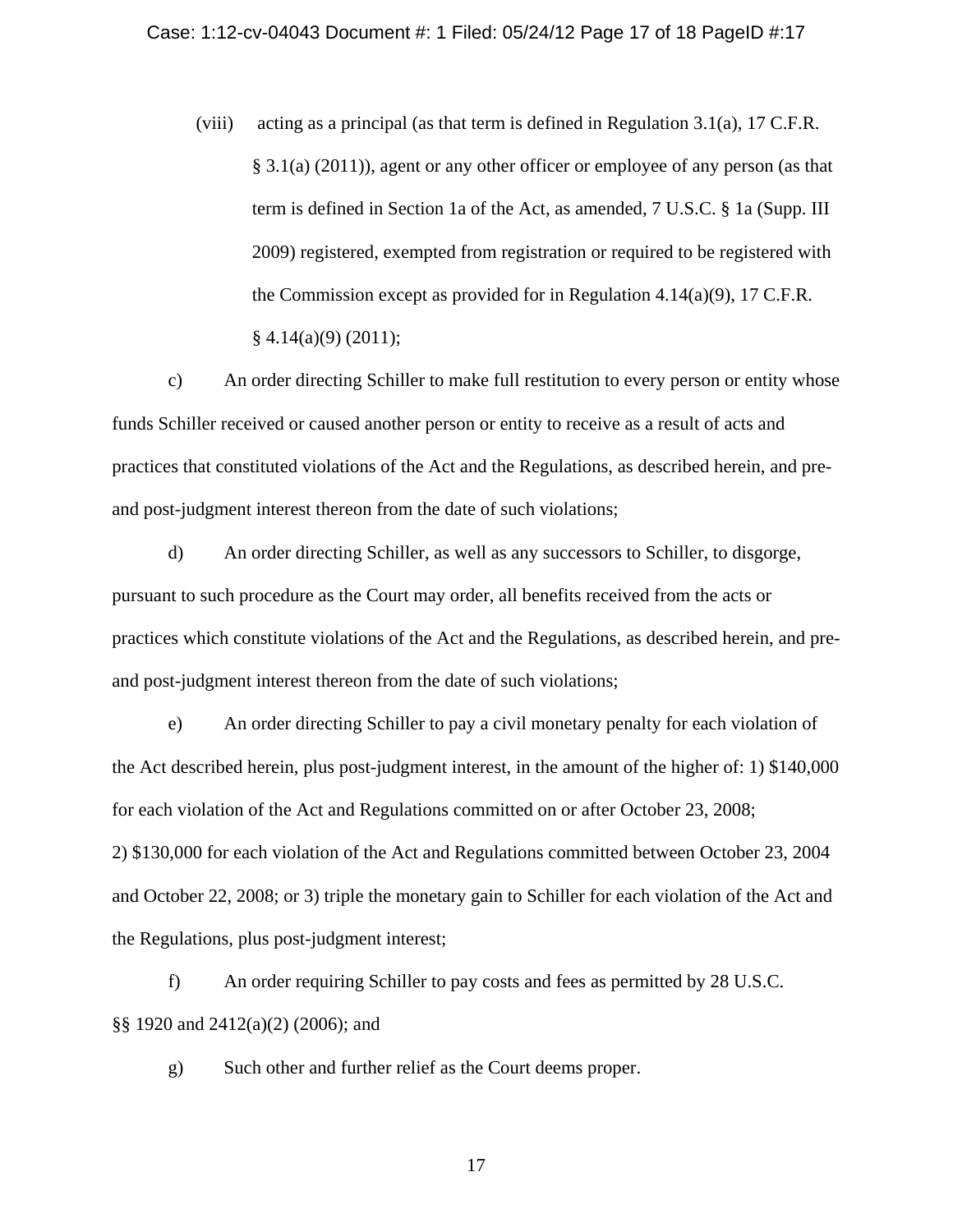(viii) acting as a principal (as that term is defined in Regulation 3.1(a), 17 C.F.R. § 3.1(a) (2011)), agent or any other officer or employee of any person (as that term is defined in Section 1a of the Act, as amended, 7 U.S.C. § 1a (Supp. III 2009) registered, exempted from registration or required to be registered with the Commission except as provided for in Regulation 4.14(a)(9), 17 C.F.R. § 4.14(a)(9) (2011);

c) An order directing Schiller to make full restitution to every person or entity whose funds Schiller received or caused another person or entity to receive as a result of acts and practices that constituted violations of the Act and the Regulations, as described herein, and pre- and post-judgment interest thereon from the date of such violations;

d) An order directing Schiller, as well as any successors to Schiller, to disgorge, pursuant to such procedure as the Court may order, all benefits received from the acts or practices which constitute violations of the Act and the Regulations, as described herein, and pre- and post-judgment interest thereon from the date of such violations;

e) An order directing Schiller to pay a civil monetary penalty for each violation of the Act described herein, plus post-judgment interest, in the amount of the higher of: 1) $140,000 for each violation of the Act and Regulations committed on or after October 23, 2008; 2) $130,000 for each violation of the Act and Regulations committed between October 23, 2004 and October 22, 2008; or 3) triple the monetary gain to Schiller for each violation of the Act and the Regulations, plus post-judgment interest;

f) An order requiring Schiller to pay costs and fees as permitted by 28 U.S.C. §§ 1920 and 2412(a)(2) (2006); and

g) Such other and further relief as the Court deems proper.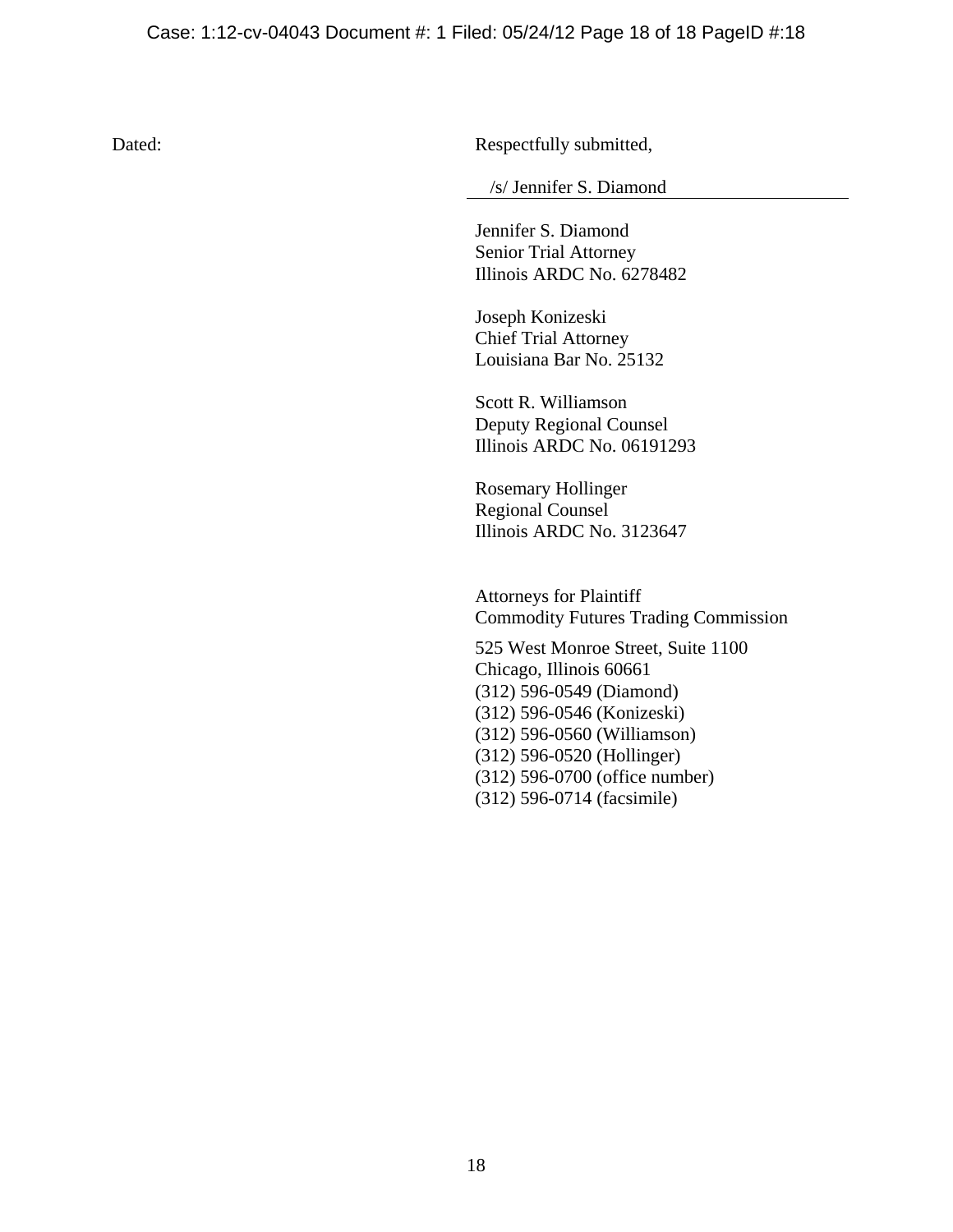Dated:

Respectfully submitted,

/s/ Jennifer S. Diamond

Jennifer S. Diamond
Senior Trial Attorney
Illinois ARDC No. 6278482

Joseph Konizeski
Chief Trial Attorney
Louisiana Bar No. 25132

Scott R. Williamson
Deputy Regional Counsel
Illinois ARDC No. 06191293

Rosemary Hollinger
Regional Counsel
Illinois ARDC No. 3123647

Attorneys for Plaintiff
Commodity Futures Trading Commission

525 West Monroe Street, Suite 1100
Chicago, Illinois 60661
(312) 596-0549 (Diamond)
(312) 596-0546 (Konizeski)
(312) 596-0560 (Williamson)
(312) 596-0520 (Hollinger)
(312) 596-0700 (office number)
(312) 596-0714 (facsimile)